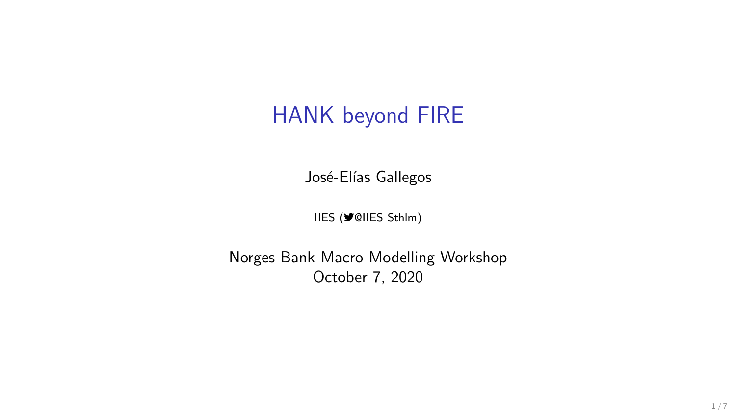# HANK beyond FIRE

José-Elías Gallegos

IIES (@IIES_Sthlm)

Norges Bank Macro Modelling Workshop
October 7, 2020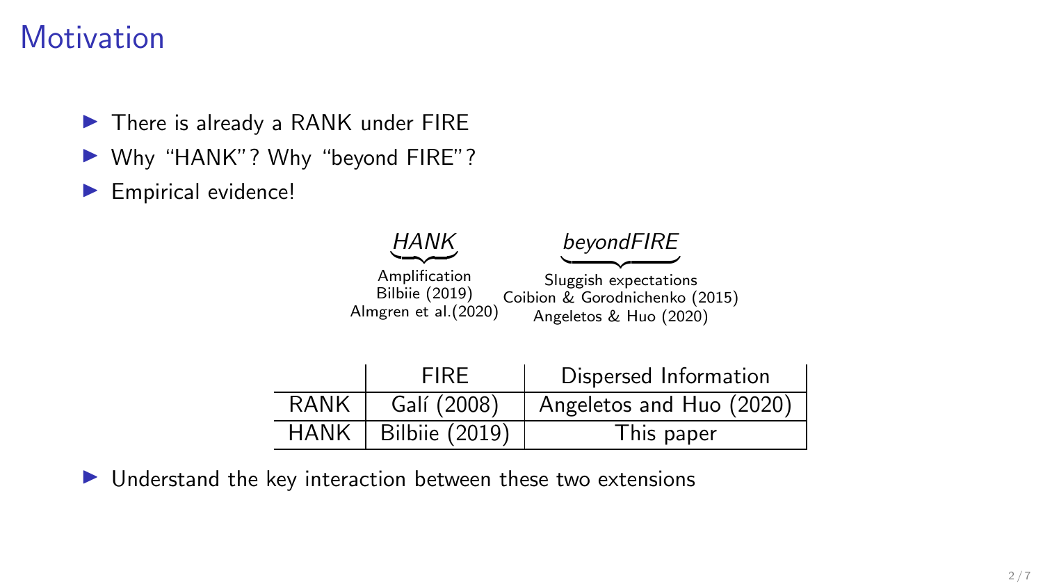# Motivation

- There is already a RANK under FIRE
- Why "HANK"? Why "beyond FIRE"?
- Empirical evidence!

*HANK*
Amplification
Bilbiie (2019)
Almgren et al.(2020)

*beyondFIRE*
Sluggish expectations
Coibion & Gorodnichenko (2015)
Angeletos & Huo (2020)

| | FIRE | Dispersed Information |
|---|---|---|
| RANK | Galí (2008) | Angeletos and Huo (2020) |
| HANK | Bilbiie (2019) | This paper |

- Understand the key interaction between these two extensions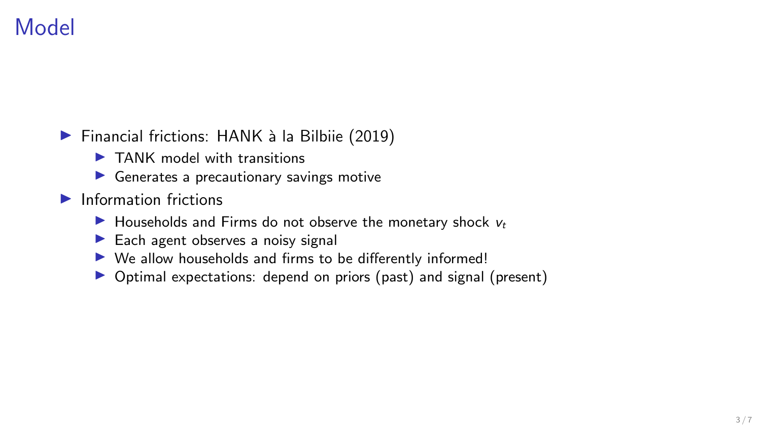# Model

- Financial frictions: HANK à la Bilbiie (2019)
  - TANK model with transitions
  - Generates a precautionary savings motive
- Information frictions
  - Households and Firms do not observe the monetary shock $v_t$
  - Each agent observes a noisy signal
  - We allow households and firms to be differently informed!
  - Optimal expectations: depend on priors (past) and signal (present)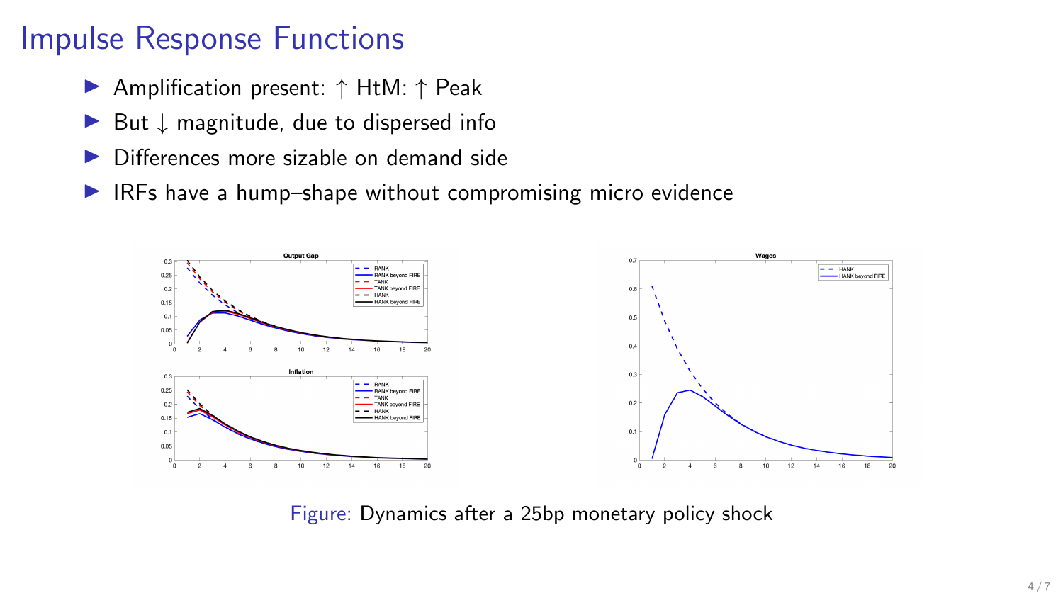# Impulse Response Functions

- Amplification present: $\uparrow$ HtM: $\uparrow$ Peak
- But $\downarrow$ magnitude, due to dispersed info
- Differences more sizable on demand side
- IRFs have a hump–shape without compromising micro evidence

Figure: Dynamics after a 25bp monetary policy shock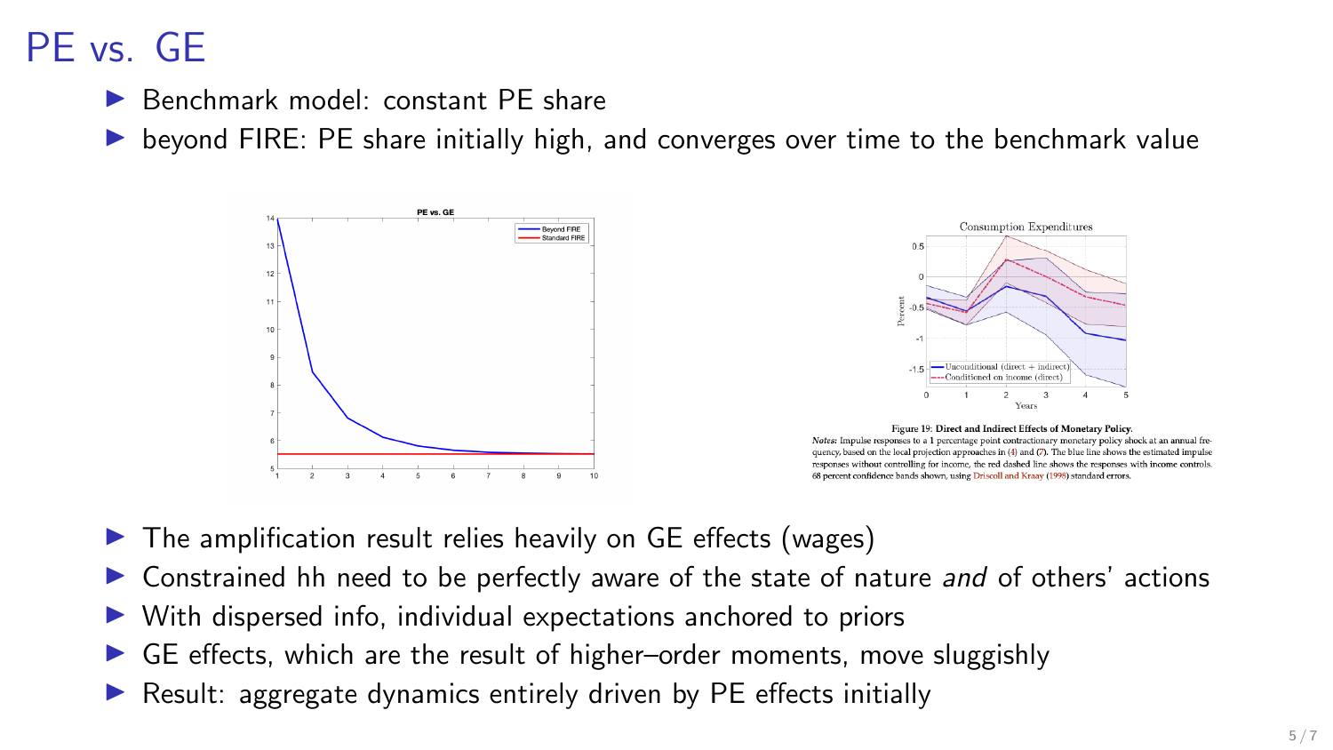# PE vs. GE

- Benchmark model: constant PE share
- beyond FIRE: PE share initially high, and converges over time to the benchmark value

Figure 19: **Direct and Indirect Effects of Monetary Policy.**
*Notes:* Impulse responses to a 1 percentage point contractionary monetary policy shock at an annual frequency, based on the local projection approaches in (4) and (7). The blue line shows the estimated impulse responses without controlling for income, the red dashed line shows the responses with income controls. 68 percent confidence bands shown, using Driscoll and Kraay (1998) standard errors.

- The amplification result relies heavily on GE effects (wages)
- Constrained hh need to be perfectly aware of the state of nature *and* of others' actions
- With dispersed info, individual expectations anchored to priors
- GE effects, which are the result of higher–order moments, move sluggishly
- Result: aggregate dynamics entirely driven by PE effects initially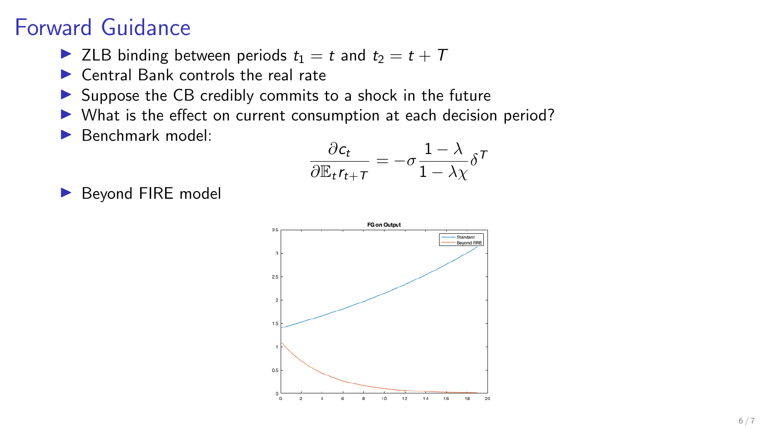# Forward Guidance

- ZLB binding between periods $t_1 = t$ and $t_2 = t + T$
- Central Bank controls the real rate
- Suppose the CB credibly commits to a shock in the future
- What is the effect on current consumption at each decision period?
- Benchmark model:

$$\frac{\partial c_t}{\partial \mathbb{E}_t r_{t+T}} = -\sigma \frac{1-\lambda}{1-\lambda\chi}\delta^T$$

- Beyond FIRE model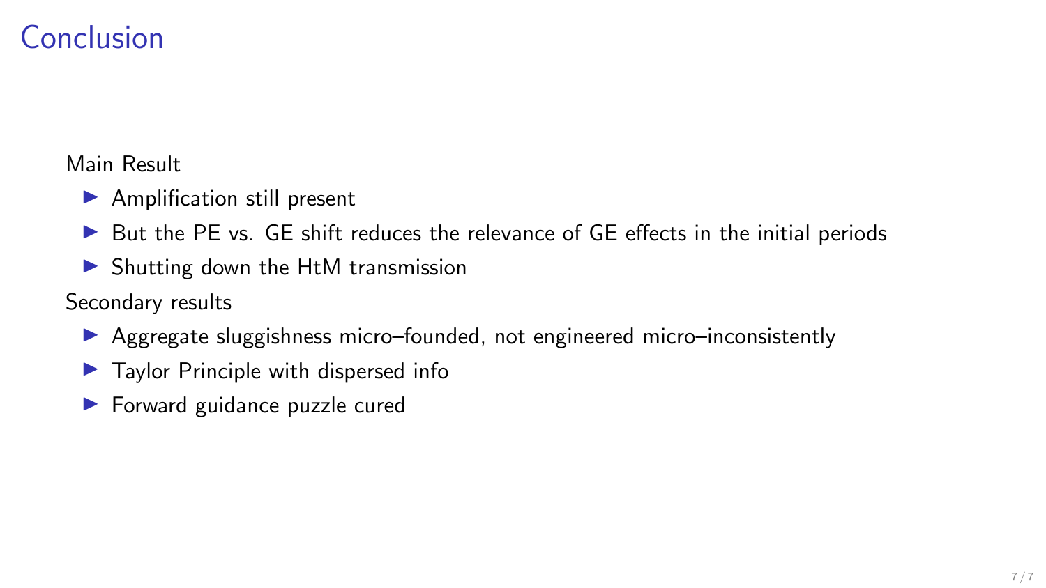# Conclusion

Main Result

- Amplification still present
- But the PE vs. GE shift reduces the relevance of GE effects in the initial periods
- Shutting down the HtM transmission

Secondary results

- Aggregate sluggishness micro–founded, not engineered micro–inconsistently
- Taylor Principle with dispersed info
- Forward guidance puzzle cured